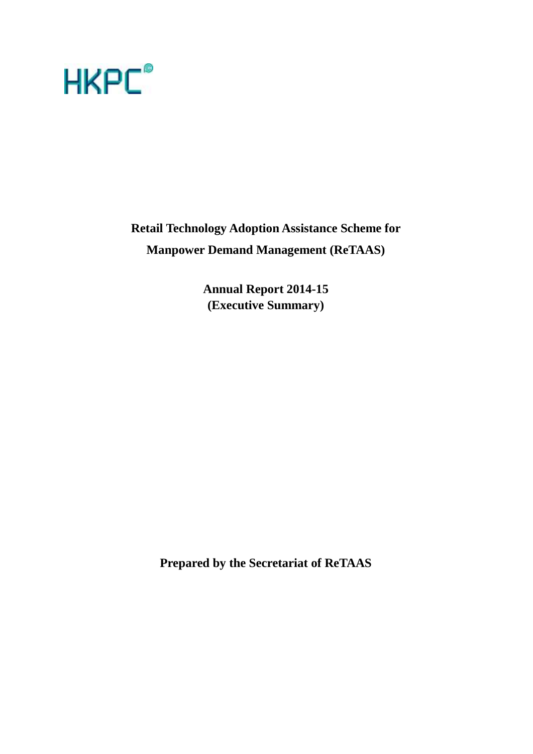HKPC

# Retail Technology Adoption Assistance Scheme for Manpower Demand Management (ReTAAS)

## Annual Report 2014-15
## (Executive Summary)

**Prepared by the Secretariat of ReTAAS**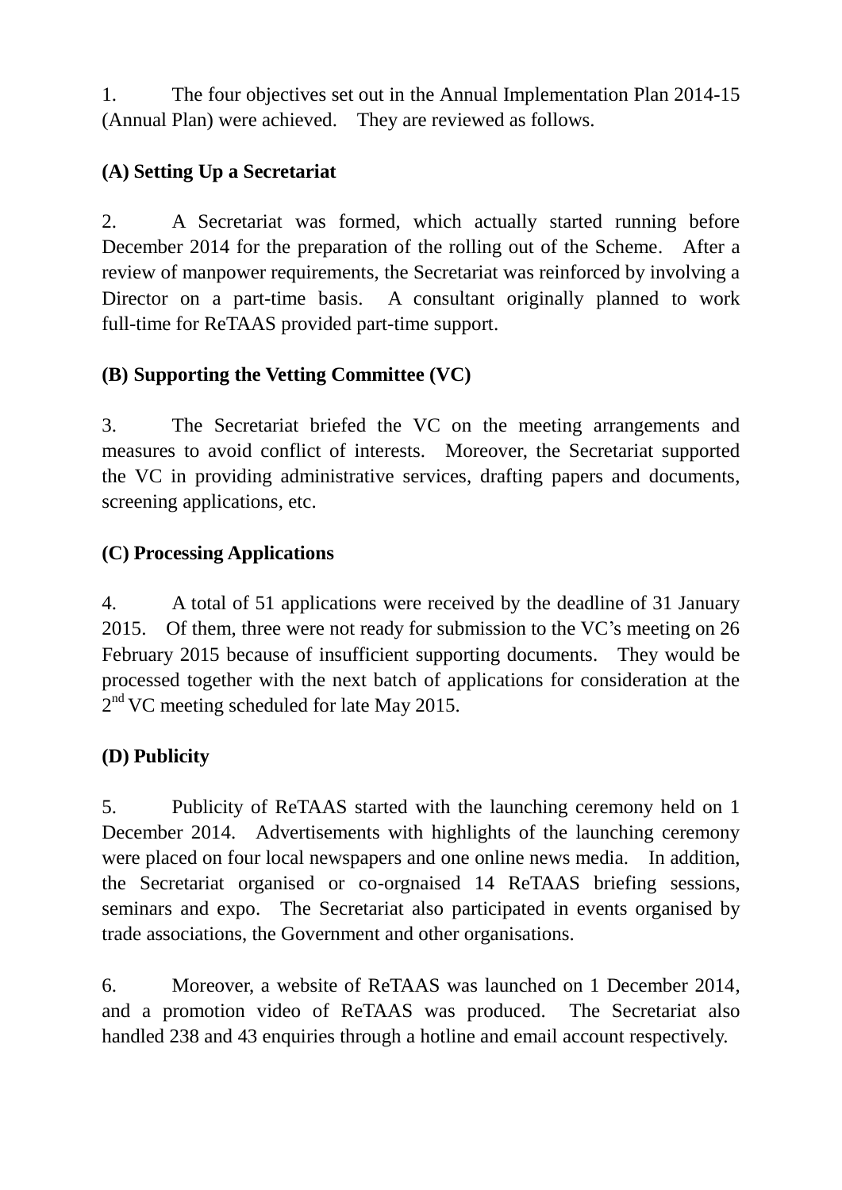1. The four objectives set out in the Annual Implementation Plan 2014-15 (Annual Plan) were achieved. They are reviewed as follows.

**(A) Setting Up a Secretariat**

2. A Secretariat was formed, which actually started running before December 2014 for the preparation of the rolling out of the Scheme. After a review of manpower requirements, the Secretariat was reinforced by involving a Director on a part-time basis. A consultant originally planned to work full-time for ReTAAS provided part-time support.

**(B) Supporting the Vetting Committee (VC)**

3. The Secretariat briefed the VC on the meeting arrangements and measures to avoid conflict of interests. Moreover, the Secretariat supported the VC in providing administrative services, drafting papers and documents, screening applications, etc.

**(C) Processing Applications**

4. A total of 51 applications were received by the deadline of 31 January 2015. Of them, three were not ready for submission to the VC's meeting on 26 February 2015 because of insufficient supporting documents. They would be processed together with the next batch of applications for consideration at the 2nd VC meeting scheduled for late May 2015.

**(D) Publicity**

5. Publicity of ReTAAS started with the launching ceremony held on 1 December 2014. Advertisements with highlights of the launching ceremony were placed on four local newspapers and one online news media. In addition, the Secretariat organised or co-orgnaised 14 ReTAAS briefing sessions, seminars and expo. The Secretariat also participated in events organised by trade associations, the Government and other organisations.

6. Moreover, a website of ReTAAS was launched on 1 December 2014, and a promotion video of ReTAAS was produced. The Secretariat also handled 238 and 43 enquiries through a hotline and email account respectively.